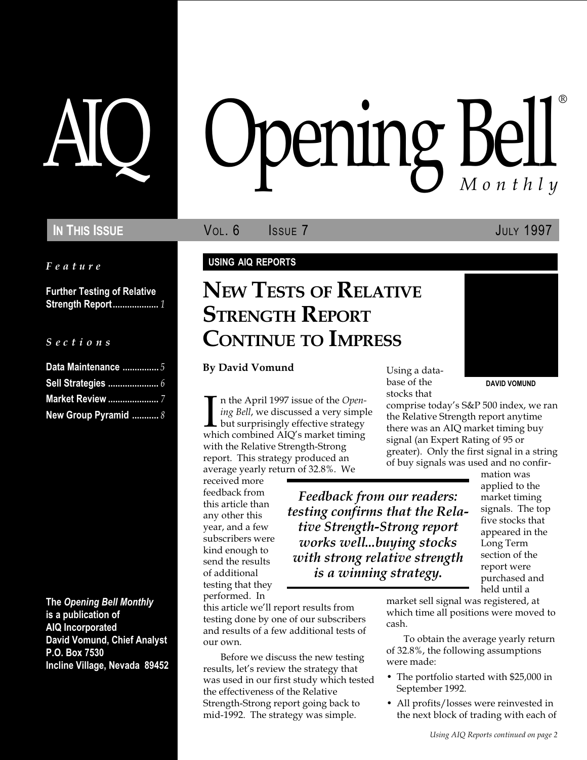# AIQ Opening Bell® Monthly

**IN THIS ISSUE** VOL. 6 ISSUE 7 JULY 1997

*Feature*

**Further Testing of Relative Strength Report** ................... *1*

*Sections*

**Data Maintenance** ............... *5*
**Sell Strategies** ..................... *6*
**Market Review** ..................... *7*
**New Group Pyramid** ........... *8*

**The *Opening Bell Monthly* is a publication of AIQ Incorporated David Vomund, Chief Analyst P.O. Box 7530 Incline Village, Nevada 89452**

**USING AIQ REPORTS**

## NEW TESTS OF RELATIVE STRENGTH REPORT CONTINUE TO IMPRESS

**By David Vomund**

DAVID VOMUND

In the April 1997 issue of the *Opening Bell*, we discussed a very simple but surprisingly effective strategy which combined AIQ's market timing with the Relative Strength-Strong report. This strategy produced an average yearly return of 32.8%. We received more feedback from this article than any other this year, and a few subscribers were kind enough to send the results of additional testing that they performed. In this article we'll report results from testing done by one of our subscribers and results of a few additional tests of our own.

*Feedback from our readers: testing confirms that the Relative Strength-Strong report works well...buying stocks with strong relative strength is a winning strategy.*

Before we discuss the new testing results, let's review the strategy that was used in our first study which tested the effectiveness of the Relative Strength-Strong report going back to mid-1992. The strategy was simple.

Using a database of the stocks that comprise today's S&P 500 index, we ran the Relative Strength report anytime there was an AIQ market timing buy signal (an Expert Rating of 95 or greater). Only the first signal in a string of buy signals was used and no confirmation was applied to the market timing signals. The top five stocks that appeared in the Long Term section of the report were purchased and held until a market sell signal was registered, at which time all positions were moved to cash.

To obtain the average yearly return of 32.8%, the following assumptions were made:

- The portfolio started with $25,000 in September 1992.
- All profits/losses were reinvested in the next block of trading with each of

*Using AIQ Reports continued on page 2*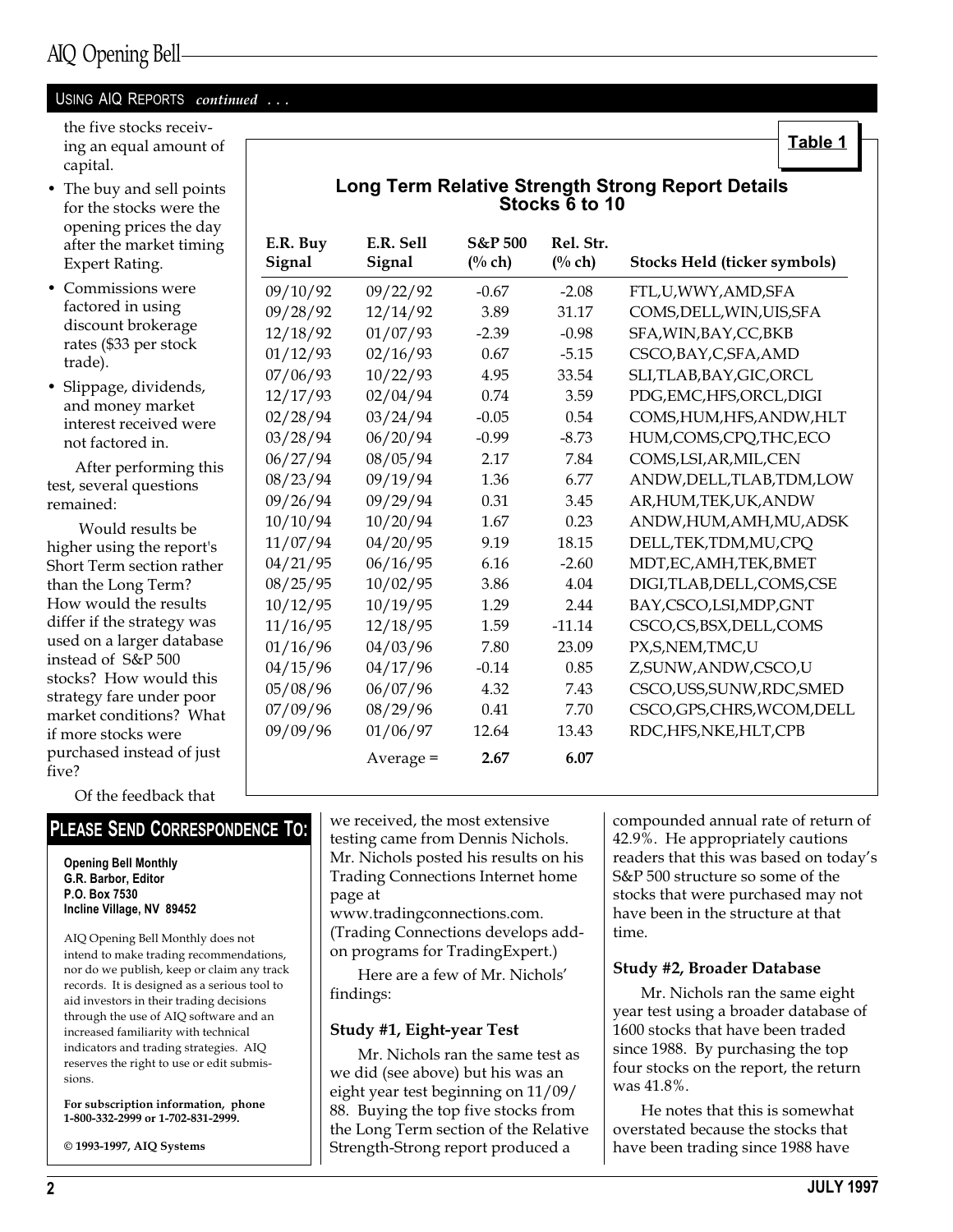## Using AIQ Reports *continued . . .*

the five stocks receiving an equal amount of capital.

- The buy and sell points for the stocks were the opening prices the day after the market timing Expert Rating.
- Commissions were factored in using discount brokerage rates ($33 per stock trade).
- Slippage, dividends, and money market interest received were not factored in.

After performing this test, several questions remained:

Would results be higher using the report's Short Term section rather than the Long Term? How would the results differ if the strategy was used on a larger database instead of S&P 500 stocks? How would this strategy fare under poor market conditions? What if more stocks were purchased instead of just five?

Of the feedback that we received, the most extensive testing came from Dennis Nichols. Mr. Nichols posted his results on his Trading Connections Internet home page at www.tradingconnections.com. (Trading Connections develops add-on programs for TradingExpert.)

Here are a few of Mr. Nichols' findings:

**Table 1**

**Long Term Relative Strength Strong Report Details Stocks 6 to 10**

| E.R. Buy Signal | E.R. Sell Signal | S&P 500 (% ch) | Rel. Str. (% ch) | Stocks Held (ticker symbols) |
|---|---|---|---|---|
| 09/10/92 | 09/22/92 | -0.67 | -2.08 | FTL,U,WWY,AMD,SFA |
| 09/28/92 | 12/14/92 | 3.89 | 31.17 | COMS,DELL,WIN,UIS,SFA |
| 12/18/92 | 01/07/93 | -2.39 | -0.98 | SFA,WIN,BAY,CC,BKB |
| 01/12/93 | 02/16/93 | 0.67 | -5.15 | CSCO,BAY,C,SFA,AMD |
| 07/06/93 | 10/22/93 | 4.95 | 33.54 | SLI,TLAB,BAY,GIC,ORCL |
| 12/17/93 | 02/04/94 | 0.74 | 3.59 | PDG,EMC,HFS,ORCL,DIGI |
| 02/28/94 | 03/24/94 | -0.05 | 0.54 | COMS,HUM,HFS,ANDW,HLT |
| 03/28/94 | 06/20/94 | -0.99 | -8.73 | HUM,COMS,CPQ,THC,ECO |
| 06/27/94 | 08/05/94 | 2.17 | 7.84 | COMS,LSI,AR,MIL,CEN |
| 08/23/94 | 09/19/94 | 1.36 | 6.77 | ANDW,DELL,TLAB,TDM,LOW |
| 09/26/94 | 09/29/94 | 0.31 | 3.45 | AR,HUM,TEK,UK,ANDW |
| 10/10/94 | 10/20/94 | 1.67 | 0.23 | ANDW,HUM,AMH,MU,ADSK |
| 11/07/94 | 04/20/95 | 9.19 | 18.15 | DELL,TEK,TDM,MU,CPQ |
| 04/21/95 | 06/16/95 | 6.16 | -2.60 | MDT,EC,AMH,TEK,BMET |
| 08/25/95 | 10/02/95 | 3.86 | 4.04 | DIGI,TLAB,DELL,COMS,CSE |
| 10/12/95 | 10/19/95 | 1.29 | 2.44 | BAY,CSCO,LSI,MDP,GNT |
| 11/16/95 | 12/18/95 | 1.59 | -11.14 | CSCO,CS,BSX,DELL,COMS |
| 01/16/96 | 04/03/96 | 7.80 | 23.09 | PX,S,NEM,TMC,U |
| 04/15/96 | 04/17/96 | -0.14 | 0.85 | Z,SUNW,ANDW,CSCO,U |
| 05/08/96 | 06/07/96 | 4.32 | 7.43 | CSCO,USS,SUNW,RDC,SMED |
| 07/09/96 | 08/29/96 | 0.41 | 7.70 | CSCO,GPS,CHRS,WCOM,DELL |
| 09/09/96 | 01/06/97 | 12.64 | 13.43 | RDC,HFS,NKE,HLT,CPB |
| | Average = | **2.67** | **6.07** | |

### Study #1, Eight-year Test

Mr. Nichols ran the same test as we did (see above) but his was an eight year test beginning on 11/09/88. Buying the top five stocks from the Long Term section of the Relative Strength-Strong report produced a compounded annual rate of return of 42.9%. He appropriately cautions readers that this was based on today's S&P 500 structure so some of the stocks that were purchased may not have been in the structure at that time.

### Study #2, Broader Database

Mr. Nichols ran the same eight year test using a broader database of 1600 stocks that have been traded since 1988. By purchasing the top four stocks on the report, the return was 41.8%.

He notes that this is somewhat overstated because the stocks that have been trading since 1988 have

---

## Please Send Correspondence To:

**Opening Bell Monthly**
**G.R. Barbor, Editor**
**P.O. Box 7530**
**Incline Village, NV 89452**

AIQ Opening Bell Monthly does not intend to make trading recommendations, nor do we publish, keep or claim any track records. It is designed as a serious tool to aid investors in their trading decisions through the use of AIQ software and an increased familiarity with technical indicators and trading strategies. AIQ reserves the right to use or edit submissions.

**For subscription information, phone 1-800-332-2999 or 1-702-831-2999.**

**© 1993-1997, AIQ Systems**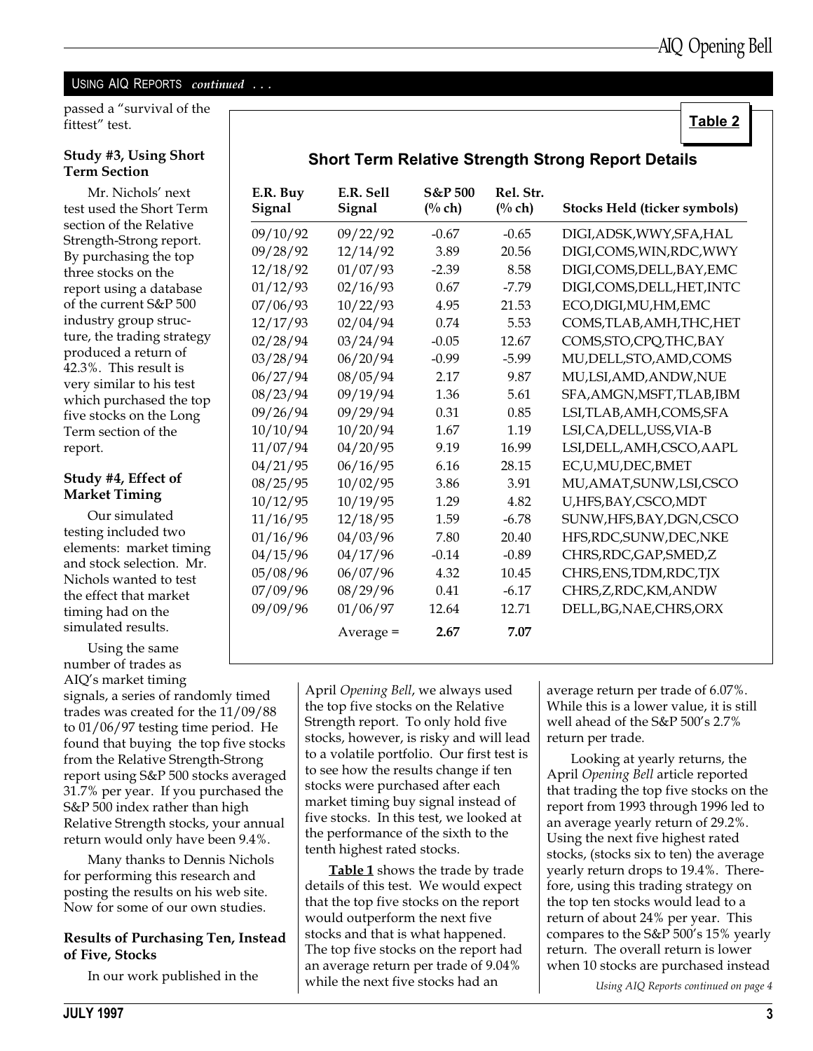USING AIQ REPORTS *continued . . .*

passed a "survival of the fittest" test.

**Study #3, Using Short Term Section**

Mr. Nichols' next test used the Short Term section of the Relative Strength-Strong report. By purchasing the top three stocks on the report using a database of the current S&P 500 industry group structure, the trading strategy produced a return of 42.3%. This result is very similar to his test which purchased the top five stocks on the Long Term section of the report.

**Study #4, Effect of Market Timing**

Our simulated testing included two elements: market timing and stock selection. Mr. Nichols wanted to test the effect that market timing had on the simulated results.

Using the same number of trades as AIQ's market timing signals, a series of randomly timed trades was created for the 11/09/88 to 01/06/97 testing time period. He found that buying the top five stocks from the Relative Strength-Strong report using S&P 500 stocks averaged 31.7% per year. If you purchased the S&P 500 index rather than high Relative Strength stocks, your annual return would only have been 9.4%.

Many thanks to Dennis Nichols for performing this research and posting the results on his web site. Now for some of our own studies.

**Results of Purchasing Ten, Instead of Five, Stocks**

In our work published in the April *Opening Bell*, we always used the top five stocks on the Relative Strength report. To only hold five stocks, however, is risky and will lead to a volatile portfolio. Our first test is to see how the results change if ten stocks were purchased after each market timing buy signal instead of five stocks. In this test, we looked at the performance of the sixth to the tenth highest rated stocks.

**Table 1** shows the trade by trade details of this test. We would expect that the top five stocks on the report would outperform the next five stocks and that is what happened. The top five stocks on the report had an average return per trade of 9.04% while the next five stocks had an average return per trade of 6.07%. While this is a lower value, it is still well ahead of the S&P 500's 2.7% return per trade.

Looking at yearly returns, the April *Opening Bell* article reported that trading the top five stocks on the report from 1993 through 1996 led to an average yearly return of 29.2%. Using the next five highest rated stocks, (stocks six to ten) the average yearly return drops to 19.4%. Therefore, using this trading strategy on the top ten stocks would lead to a return of about 24% per year. This compares to the S&P 500's 15% yearly return. The overall return is lower when 10 stocks are purchased instead

*Using AIQ Reports continued on page 4*

**Table 2**

**Short Term Relative Strength Strong Report Details**

| E.R. Buy Signal | E.R. Sell Signal | S&P 500 (% ch) | Rel. Str. (% ch) | Stocks Held (ticker symbols) |
|---|---|---|---|---|
| 09/10/92 | 09/22/92 | -0.67 | -0.65 | DIGI,ADSK,WWY,SFA,HAL |
| 09/28/92 | 12/14/92 | 3.89 | 20.56 | DIGI,COMS,WIN,RDC,WWY |
| 12/18/92 | 01/07/93 | -2.39 | 8.58 | DIGI,COMS,DELL,BAY,EMC |
| 01/12/93 | 02/16/93 | 0.67 | -7.79 | DIGI,COMS,DELL,HET,INTC |
| 07/06/93 | 10/22/93 | 4.95 | 21.53 | ECO,DIGI,MU,HM,EMC |
| 12/17/93 | 02/04/94 | 0.74 | 5.53 | COMS,TLAB,AMH,THC,HET |
| 02/28/94 | 03/24/94 | -0.05 | 12.67 | COMS,STO,CPQ,THC,BAY |
| 03/28/94 | 06/20/94 | -0.99 | -5.99 | MU,DELL,STO,AMD,COMS |
| 06/27/94 | 08/05/94 | 2.17 | 9.87 | MU,LSI,AMD,ANDW,NUE |
| 08/23/94 | 09/19/94 | 1.36 | 5.61 | SFA,AMGN,MSFT,TLAB,IBM |
| 09/26/94 | 09/29/94 | 0.31 | 0.85 | LSI,TLAB,AMH,COMS,SFA |
| 10/10/94 | 10/20/94 | 1.67 | 1.19 | LSI,CA,DELL,USS,VIA-B |
| 11/07/94 | 04/20/95 | 9.19 | 16.99 | LSI,DELL,AMH,CSCO,AAPL |
| 04/21/95 | 06/16/95 | 6.16 | 28.15 | EC,U,MU,DEC,BMET |
| 08/25/95 | 10/02/95 | 3.86 | 3.91 | MU,AMAT,SUNW,LSI,CSCO |
| 10/12/95 | 10/19/95 | 1.29 | 4.82 | U,HFS,BAY,CSCO,MDT |
| 11/16/95 | 12/18/95 | 1.59 | -6.78 | SUNW,HFS,BAY,DGN,CSCO |
| 01/16/96 | 04/03/96 | 7.80 | 20.40 | HFS,RDC,SUNW,DEC,NKE |
| 04/15/96 | 04/17/96 | -0.14 | -0.89 | CHRS,RDC,GAP,SMED,Z |
| 05/08/96 | 06/07/96 | 4.32 | 10.45 | CHRS,ENS,TDM,RDC,TJX |
| 07/09/96 | 08/29/96 | 0.41 | -6.17 | CHRS,Z,RDC,KM,ANDW |
| 09/09/96 | 01/06/97 | 12.64 | 12.71 | DELL,BG,NAE,CHRS,ORX |
| | Average = | **2.67** | **7.07** | |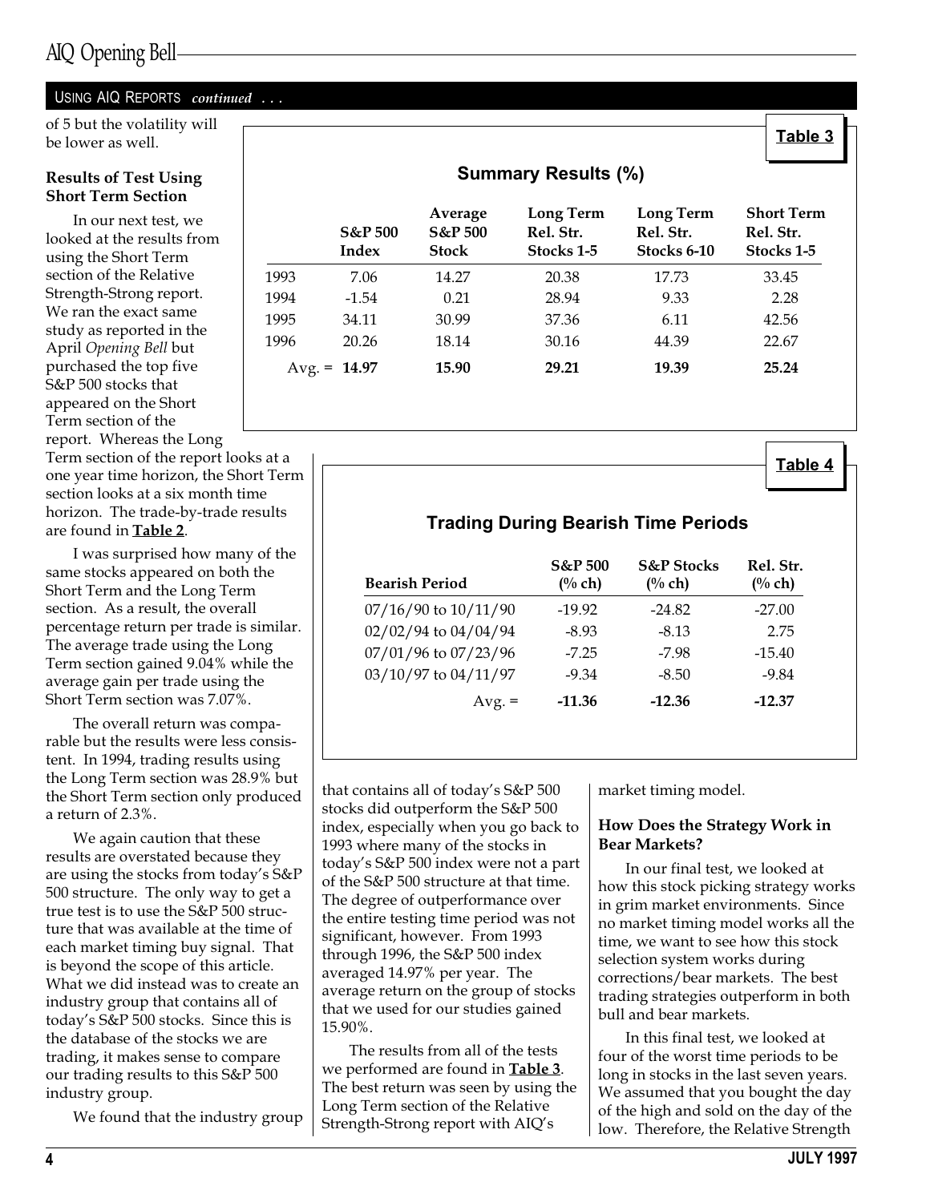USING AIQ REPORTS *continued* . . .

of 5 but the volatility will be lower as well.

**Results of Test Using Short Term Section**

In our next test, we looked at the results from using the Short Term section of the Relative Strength-Strong report. We ran the exact same study as reported in the April *Opening Bell* but purchased the top five S&P 500 stocks that appeared on the Short Term section of the report. Whereas the Long Term section of the report looks at a one year time horizon, the Short Term section looks at a six month time horizon. The trade-by-trade results are found in **Table 2**.

I was surprised how many of the same stocks appeared on both the Short Term and the Long Term section. As a result, the overall percentage return per trade is similar. The average trade using the Long Term section gained 9.04% while the average gain per trade using the Short Term section was 7.07%.

The overall return was comparable but the results were less consistent. In 1994, trading results using the Long Term section was 28.9% but the Short Term section only produced a return of 2.3%.

We again caution that these results are overstated because they are using the stocks from today's S&P 500 structure. The only way to get a true test is to use the S&P 500 structure that was available at the time of each market timing buy signal. That is beyond the scope of this article. What we did instead was to create an industry group that contains all of today's S&P 500 stocks. Since this is the database of the stocks we are trading, it makes sense to compare our trading results to this S&P 500 industry group.

We found that the industry group that contains all of today's S&P 500 stocks did outperform the S&P 500 index, especially when you go back to 1993 where many of the stocks in today's S&P 500 index were not a part of the S&P 500 structure at that time. The degree of outperformance over the entire testing time period was not significant, however. From 1993 through 1996, the S&P 500 index averaged 14.97% per year. The average return on the group of stocks that we used for our studies gained 15.90%.

The results from all of the tests we performed are found in **Table 3**. The best return was seen by using the Long Term section of the Relative Strength-Strong report with AIQ's market timing model.

**Table 3**

**Summary Results (%)**

| | S&P 500 Index | Average S&P 500 Stock | Long Term Rel. Str. Stocks 1-5 | Long Term Rel. Str. Stocks 6-10 | Short Term Rel. Str. Stocks 1-5 |
|---|---|---|---|---|---|
| 1993 | 7.06 | 14.27 | 20.38 | 17.73 | 33.45 |
| 1994 | -1.54 | 0.21 | 28.94 | 9.33 | 2.28 |
| 1995 | 34.11 | 30.99 | 37.36 | 6.11 | 42.56 |
| 1996 | 20.26 | 18.14 | 30.16 | 44.39 | 22.67 |
| Avg. = | **14.97** | **15.90** | **29.21** | **19.39** | **25.24** |

**How Does the Strategy Work in Bear Markets?**

In our final test, we looked at how this stock picking strategy works in grim market environments. Since no market timing model works all the time, we want to see how this stock selection system works during corrections/bear markets. The best trading strategies outperform in both bull and bear markets.

In this final test, we looked at four of the worst time periods to be long in stocks in the last seven years. We assumed that you bought the day of the high and sold on the day of the low. Therefore, the Relative Strength

**Table 4**

**Trading During Bearish Time Periods**

| Bearish Period | S&P 500 (% ch) | S&P Stocks (% ch) | Rel. Str. (% ch) |
|---|---|---|---|
| 07/16/90 to 10/11/90 | -19.92 | -24.82 | -27.00 |
| 02/02/94 to 04/04/94 | -8.93 | -8.13 | 2.75 |
| 07/01/96 to 07/23/96 | -7.25 | -7.98 | -15.40 |
| 03/10/97 to 04/11/97 | -9.34 | -8.50 | -9.84 |
| Avg. = | **-11.36** | **-12.36** | **-12.37** |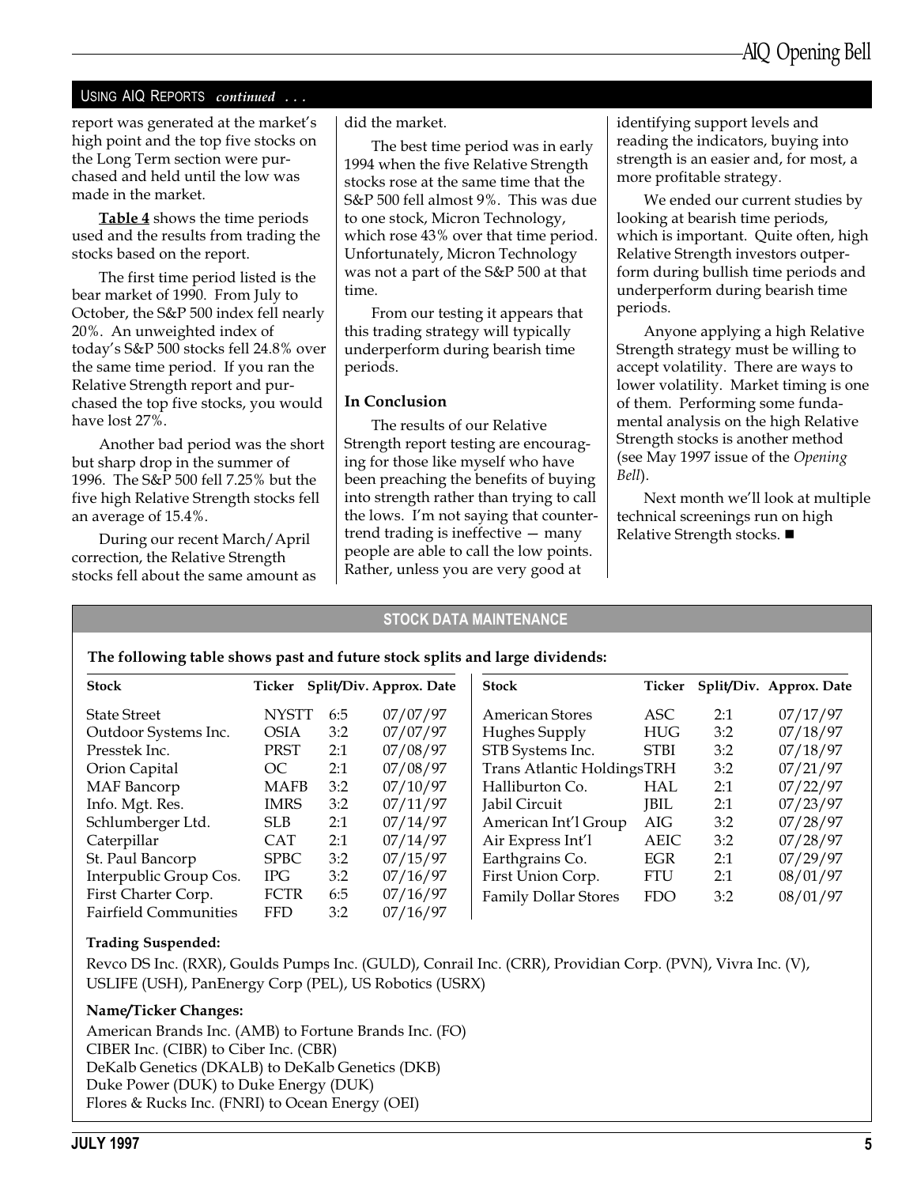USING AIQ REPORTS *continued . . .*

report was generated at the market's high point and the top five stocks on the Long Term section were purchased and held until the low was made in the market.

**Table 4** shows the time periods used and the results from trading the stocks based on the report.

The first time period listed is the bear market of 1990. From July to October, the S&P 500 index fell nearly 20%. An unweighted index of today's S&P 500 stocks fell 24.8% over the same time period. If you ran the Relative Strength report and purchased the top five stocks, you would have lost 27%.

Another bad period was the short but sharp drop in the summer of 1996. The S&P 500 fell 7.25% but the five high Relative Strength stocks fell an average of 15.4%.

During our recent March/April correction, the Relative Strength stocks fell about the same amount as did the market.

The best time period was in early 1994 when the five Relative Strength stocks rose at the same time that the S&P 500 fell almost 9%. This was due to one stock, Micron Technology, which rose 43% over that time period. Unfortunately, Micron Technology was not a part of the S&P 500 at that time.

From our testing it appears that this trading strategy will typically underperform during bearish time periods.

### In Conclusion

The results of our Relative Strength report testing are encouraging for those like myself who have been preaching the benefits of buying into strength rather than trying to call the lows. I'm not saying that countertrend trading is ineffective — many people are able to call the low points. Rather, unless you are very good at identifying support levels and reading the indicators, buying into strength is an easier and, for most, a more profitable strategy.

We ended our current studies by looking at bearish time periods, which is important. Quite often, high Relative Strength investors outperform during bullish time periods and underperform during bearish time periods.

Anyone applying a high Relative Strength strategy must be willing to accept volatility. There are ways to lower volatility. Market timing is one of them. Performing some fundamental analysis on the high Relative Strength stocks is another method (see May 1997 issue of the *Opening Bell*).

Next month we'll look at multiple technical screenings run on high Relative Strength stocks. ■

## STOCK DATA MAINTENANCE

**The following table shows past and future stock splits and large dividends:**

| Stock | Ticker | Split/Div. | Approx. Date |
|---|---|---|---|
| State Street | NYSTT | 6:5 | 07/07/97 |
| Outdoor Systems Inc. | OSIA | 3:2 | 07/07/97 |
| Presstek Inc. | PRST | 2:1 | 07/08/97 |
| Orion Capital | OC | 2:1 | 07/08/97 |
| MAF Bancorp | MAFB | 3:2 | 07/10/97 |
| Info. Mgt. Res. | IMRS | 3:2 | 07/11/97 |
| Schlumberger Ltd. | SLB | 2:1 | 07/14/97 |
| Caterpillar | CAT | 2:1 | 07/14/97 |
| St. Paul Bancorp | SPBC | 3:2 | 07/15/97 |
| Interpublic Group Cos. | IPG | 3:2 | 07/16/97 |
| First Charter Corp. | FCTR | 6:5 | 07/16/97 |
| Fairfield Communities | FFD | 3:2 | 07/16/97 |
| American Stores | ASC | 2:1 | 07/17/97 |
| Hughes Supply | HUG | 3:2 | 07/18/97 |
| STB Systems Inc. | STBI | 3:2 | 07/18/97 |
| Trans Atlantic Holdings | TRH | 3:2 | 07/21/97 |
| Halliburton Co. | HAL | 2:1 | 07/22/97 |
| Jabil Circuit | JBIL | 2:1 | 07/23/97 |
| American Int'l Group | AIG | 3:2 | 07/28/97 |
| Air Express Int'l | AEIC | 3:2 | 07/28/97 |
| Earthgrains Co. | EGR | 2:1 | 07/29/97 |
| First Union Corp. | FTU | 2:1 | 08/01/97 |
| Family Dollar Stores | FDO | 3:2 | 08/01/97 |

**Trading Suspended:**

Revco DS Inc. (RXR), Goulds Pumps Inc. (GULD), Conrail Inc. (CRR), Providian Corp. (PVN), Vivra Inc. (V), USLIFE (USH), PanEnergy Corp (PEL), US Robotics (USRX)

**Name/Ticker Changes:**

American Brands Inc. (AMB) to Fortune Brands Inc. (FO)
CIBER Inc. (CIBR) to Ciber Inc. (CBR)
DeKalb Genetics (DKALB) to DeKalb Genetics (DKB)
Duke Power (DUK) to Duke Energy (DUK)
Flores & Rucks Inc. (FNRI) to Ocean Energy (OEI)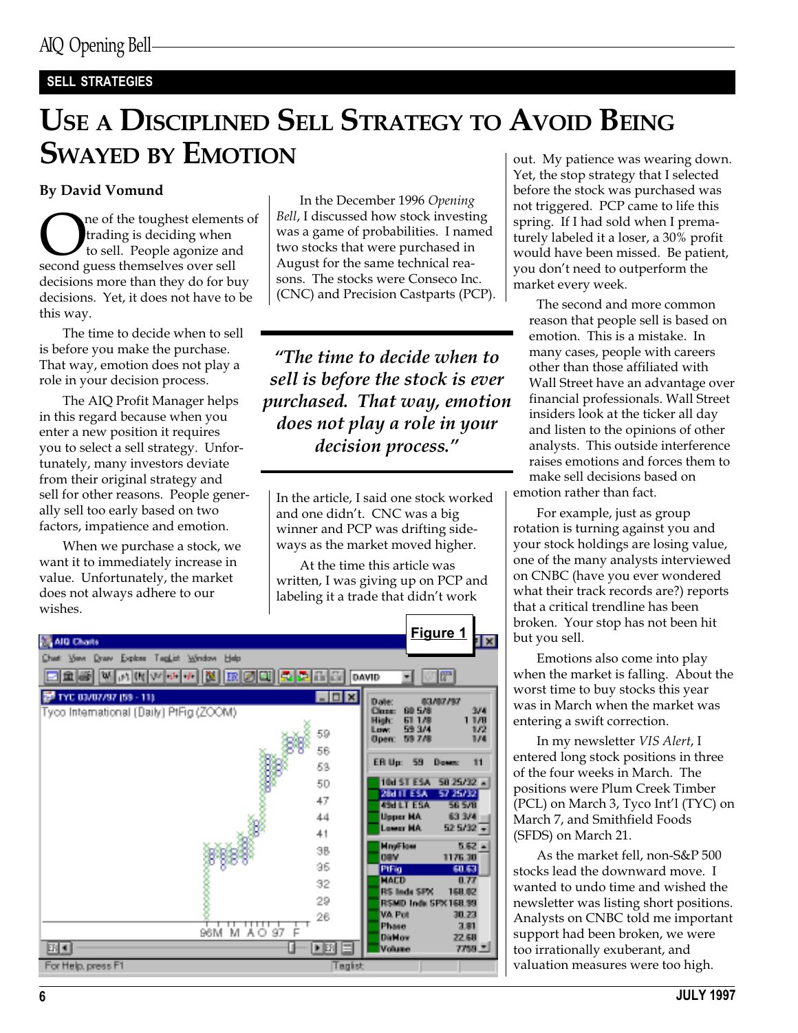SELL STRATEGIES

# Use a Disciplined Sell Strategy to Avoid Being Swayed by Emotion

**By David Vomund**

One of the toughest elements of trading is deciding when to sell. People agonize and second guess themselves over sell decisions more than they do for buy decisions. Yet, it does not have to be this way.

The time to decide when to sell is before you make the purchase. That way, emotion does not play a role in your decision process.

The AIQ Profit Manager helps in this regard because when you enter a new position it requires you to select a sell strategy. Unfortunately, many investors deviate from their original strategy and sell for other reasons. People generally sell too early based on two factors, impatience and emotion.

When we purchase a stock, we want it to immediately increase in value. Unfortunately, the market does not always adhere to our wishes.

In the December 1996 *Opening Bell*, I discussed how stock investing was a game of probabilities. I named two stocks that were purchased in August for the same technical reasons. The stocks were Conseco Inc. (CNC) and Precision Castparts (PCP).

> *"The time to decide when to sell is before the stock is ever purchased. That way, emotion does not play a role in your decision process."*

In the article, I said one stock worked and one didn't. CNC was a big winner and PCP was drifting sideways as the market moved higher.

At the time this article was written, I was giving up on PCP and labeling it a trade that didn't work out. My patience was wearing down. Yet, the stop strategy that I selected before the stock was purchased was not triggered. PCP came to life this spring. If I had sold when I prematurely labeled it a loser, a 30% profit would have been missed. Be patient, you don't need to outperform the market every week.

The second and more common reason that people sell is based on emotion. This is a mistake. In many cases, people with careers other than those affiliated with Wall Street have an advantage over financial professionals. Wall Street insiders look at the ticker all day and listen to the opinions of other analysts. This outside interference raises emotions and forces them to make sell decisions based on emotion rather than fact.

For example, just as group rotation is turning against you and your stock holdings are losing value, one of the many analysts interviewed on CNBC (have you ever wondered what their track records are?) reports that a critical trendline has been broken. Your stop has not been hit but you sell.

Emotions also come into play when the market is falling. About the worst time to buy stocks this year was in March when the market was entering a swift correction.

In my newsletter *VIS Alert*, I entered long stock positions in three of the four weeks in March. The positions were Plum Creek Timber (PCL) on March 3, Tyco Int'l (TYC) on March 7, and Smithfield Foods (SFDS) on March 21.

As the market fell, non-S&P 500 stocks lead the downward move. I wanted to undo time and wished the newsletter was listing short positions. Analysts on CNBC told me important support had been broken, we were too irrationally exuberant, and valuation measures were too high.

**Figure 1**

Tyco International (Daily) PtFig (ZOOM)

| | | |
|---|---|---|
| Date: | 03/07/97 | |
| Close: | 60 5/8 | 3/4 |
| High: | 61 1/8 | 1 1/8 |
| Low: | 59 3/4 | 1/2 |
| Open: | 59 7/8 | 1/4 |
| ER Up: 59 | Down: 11 | |
| 10d ST ESA | 58 25/32 | |
| 28d IT ESA | 57 25/32 | |
| 45d LT ESA | 56 5/8 | |
| Upper MA | 63 3/4 | |
| Lower MA | 52 5/32 | |
| MnyFlow | 5.62 | |
| OBV | 1176.38 | |
| PtFig | 60.63 | |
| MACD | 0.77 | |
| RS Indx SPX | 168.02 | |
| RSMD Indx SPX | 168.99 | |
| VA Pct | 30.23 | |
| Phase | 3.81 | |
| DirMov | 22.68 | |
| Volume | 7759 | |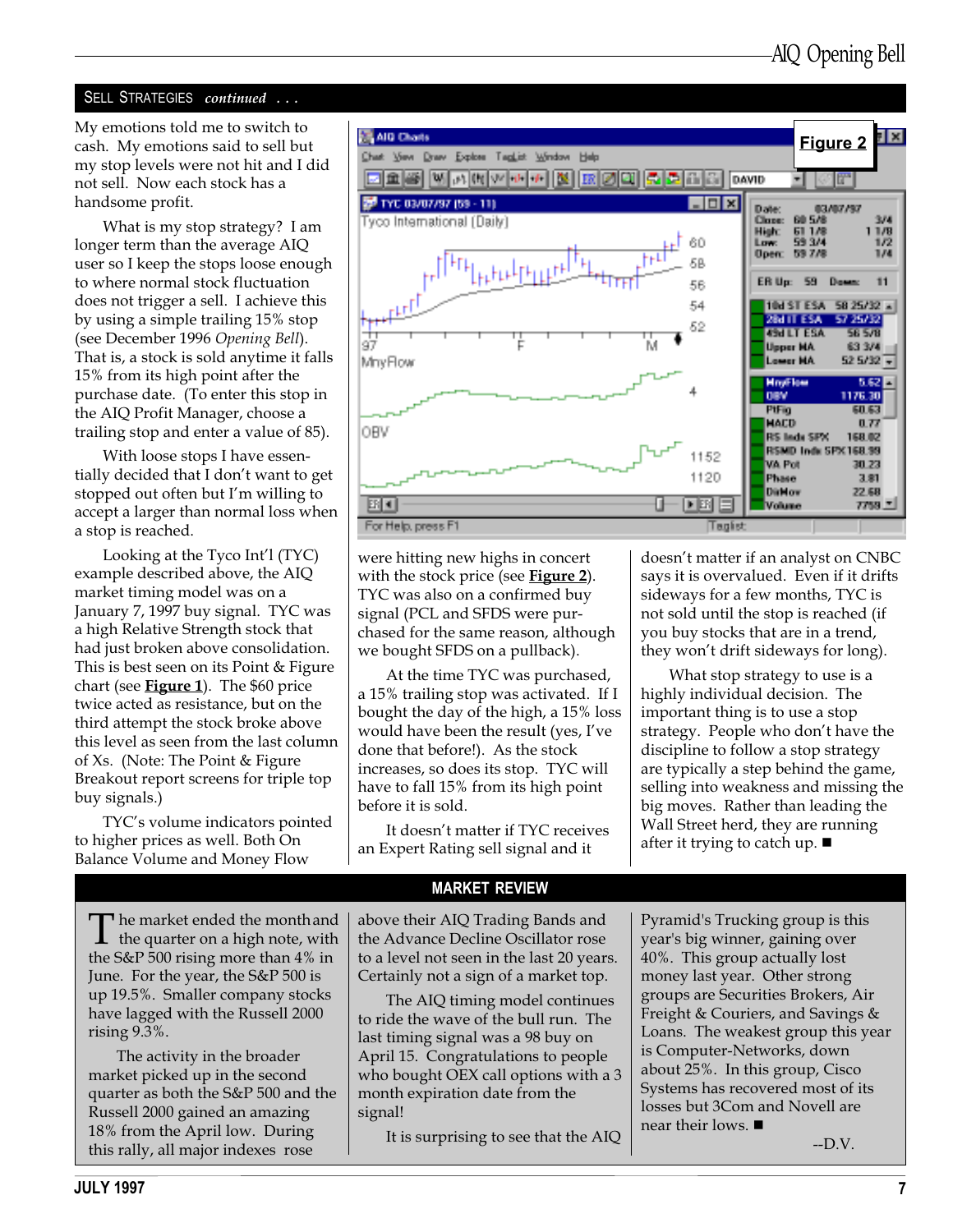## SELL STRATEGIES *continued* . . .

My emotions told me to switch to cash. My emotions said to sell but my stop levels were not hit and I did not sell. Now each stock has a handsome profit.

What is my stop strategy? I am longer term than the average AIQ user so I keep the stops loose enough to where normal stock fluctuation does not trigger a sell. I achieve this by using a simple trailing 15% stop (see December 1996 *Opening Bell*). That is, a stock is sold anytime it falls 15% from its high point after the purchase date. (To enter this stop in the AIQ Profit Manager, choose a trailing stop and enter a value of 85).

With loose stops I have essentially decided that I don't want to get stopped out often but I'm willing to accept a larger than normal loss when a stop is reached.

Looking at the Tyco Int'l (TYC) example described above, the AIQ market timing model was on a January 7, 1997 buy signal. TYC was a high Relative Strength stock that had just broken above consolidation. This is best seen on its Point & Figure chart (see **Figure 1**). The $60 price twice acted as resistance, but on the third attempt the stock broke above this level as seen from the last column of Xs. (Note: The Point & Figure Breakout report screens for triple top buy signals.)

TYC's volume indicators pointed to higher prices as well. Both On Balance Volume and Money Flow were hitting new highs in concert with the stock price (see **Figure 2**). TYC was also on a confirmed buy signal (PCL and SFDS were purchased for the same reason, although we bought SFDS on a pullback).

**Figure 2**

At the time TYC was purchased, a 15% trailing stop was activated. If I bought the day of the high, a 15% loss would have been the result (yes, I've done that before!). As the stock increases, so does its stop. TYC will have to fall 15% from its high point before it is sold.

It doesn't matter if TYC receives an Expert Rating sell signal and it doesn't matter if an analyst on CNBC says it is overvalued. Even if it drifts sideways for a few months, TYC is not sold until the stop is reached (if you buy stocks that are in a trend, they won't drift sideways for long).

What stop strategy to use is a highly individual decision. The important thing is to use a stop strategy. People who don't have the discipline to follow a stop strategy are typically a step behind the game, selling into weakness and missing the big moves. Rather than leading the Wall Street herd, they are running after it trying to catch up. ■

## MARKET REVIEW

The market ended the month and the quarter on a high note, with the S&P 500 rising more than 4% in June. For the year, the S&P 500 is up 19.5%. Smaller company stocks have lagged with the Russell 2000 rising 9.3%.

The activity in the broader market picked up in the second quarter as both the S&P 500 and the Russell 2000 gained an amazing 18% from the April low. During this rally, all major indexes rose above their AIQ Trading Bands and the Advance Decline Oscillator rose to a level not seen in the last 20 years. Certainly not a sign of a market top.

The AIQ timing model continues to ride the wave of the bull run. The last timing signal was a 98 buy on April 15. Congratulations to people who bought OEX call options with a 3 month expiration date from the signal!

It is surprising to see that the AIQ Pyramid's Trucking group is this year's big winner, gaining over 40%. This group actually lost money last year. Other strong groups are Securities Brokers, Air Freight & Couriers, and Savings & Loans. The weakest group this year is Computer-Networks, down about 25%. In this group, Cisco Systems has recovered most of its losses but 3Com and Novell are near their lows. ■

--D.V.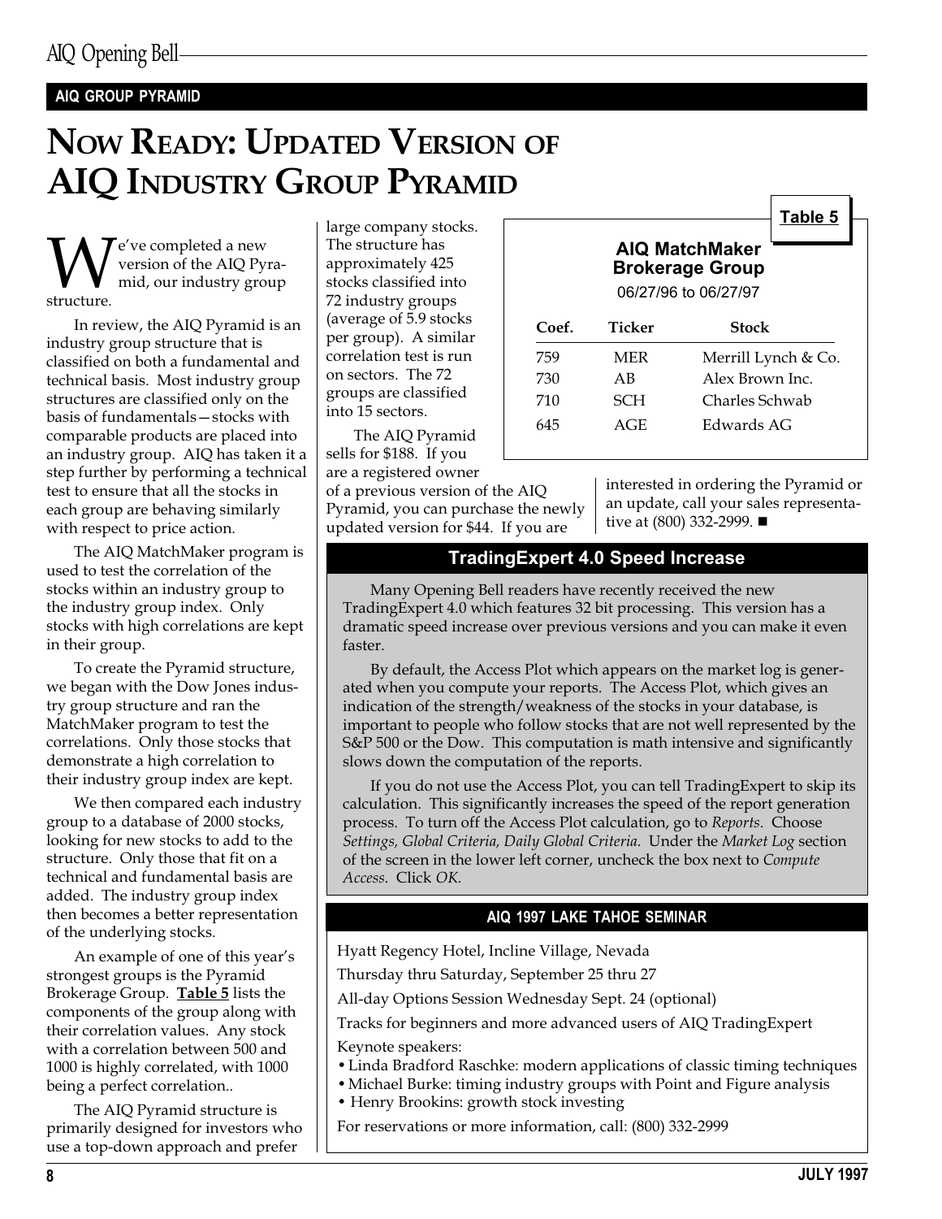AIQ GROUP PYRAMID

# NOW READY: UPDATED VERSION OF AIQ INDUSTRY GROUP PYRAMID

We've completed a new version of the AIQ Pyramid, our industry group structure.

In review, the AIQ Pyramid is an industry group structure that is classified on both a fundamental and technical basis. Most industry group structures are classified only on the basis of fundamentals—stocks with comparable products are placed into an industry group. AIQ has taken it a step further by performing a technical test to ensure that all the stocks in each group are behaving similarly with respect to price action.

The AIQ MatchMaker program is used to test the correlation of the stocks within an industry group to the industry group index. Only stocks with high correlations are kept in their group.

To create the Pyramid structure, we began with the Dow Jones industry group structure and ran the MatchMaker program to test the correlations. Only those stocks that demonstrate a high correlation to their industry group index are kept.

We then compared each industry group to a database of 2000 stocks, looking for new stocks to add to the structure. Only those that fit on a technical and fundamental basis are added. The industry group index then becomes a better representation of the underlying stocks.

An example of one of this year's strongest groups is the Pyramid Brokerage Group. **Table 5** lists the components of the group along with their correlation values. Any stock with a correlation between 500 and 1000 is highly correlated, with 1000 being a perfect correlation..

The AIQ Pyramid structure is primarily designed for investors who use a top-down approach and prefer large company stocks. The structure has approximately 425 stocks classified into 72 industry groups (average of 5.9 stocks per group). A similar correlation test is run on sectors. The 72 groups are classified into 15 sectors.

The AIQ Pyramid sells for $188. If you are a registered owner of a previous version of the AIQ Pyramid, you can purchase the newly updated version for $44. If you are interested in ordering the Pyramid or an update, call your sales representative at (800) 332-2999. ■

**Table 5**

**AIQ MatchMaker Brokerage Group**
06/27/96 to 06/27/97

| Coef. | Ticker | Stock |
|---|---|---|
| 759 | MER | Merrill Lynch & Co. |
| 730 | AB | Alex Brown Inc. |
| 710 | SCH | Charles Schwab |
| 645 | AGE | Edwards AG |

## TradingExpert 4.0 Speed Increase

Many Opening Bell readers have recently received the new TradingExpert 4.0 which features 32 bit processing. This version has a dramatic speed increase over previous versions and you can make it even faster.

By default, the Access Plot which appears on the market log is generated when you compute your reports. The Access Plot, which gives an indication of the strength/weakness of the stocks in your database, is important to people who follow stocks that are not well represented by the S&P 500 or the Dow. This computation is math intensive and significantly slows down the computation of the reports.

If you do not use the Access Plot, you can tell TradingExpert to skip its calculation. This significantly increases the speed of the report generation process. To turn off the Access Plot calculation, go to *Reports*. Choose *Settings, Global Criteria, Daily Global Criteria*. Under the *Market Log* section of the screen in the lower left corner, uncheck the box next to *Compute Access.* Click *OK.*

## AIQ 1997 LAKE TAHOE SEMINAR

Hyatt Regency Hotel, Incline Village, Nevada

Thursday thru Saturday, September 25 thru 27

All-day Options Session Wednesday Sept. 24 (optional)

Tracks for beginners and more advanced users of AIQ TradingExpert

Keynote speakers:

- Linda Bradford Raschke: modern applications of classic timing techniques
- Michael Burke: timing industry groups with Point and Figure analysis
- Henry Brookins: growth stock investing

For reservations or more information, call: (800) 332-2999